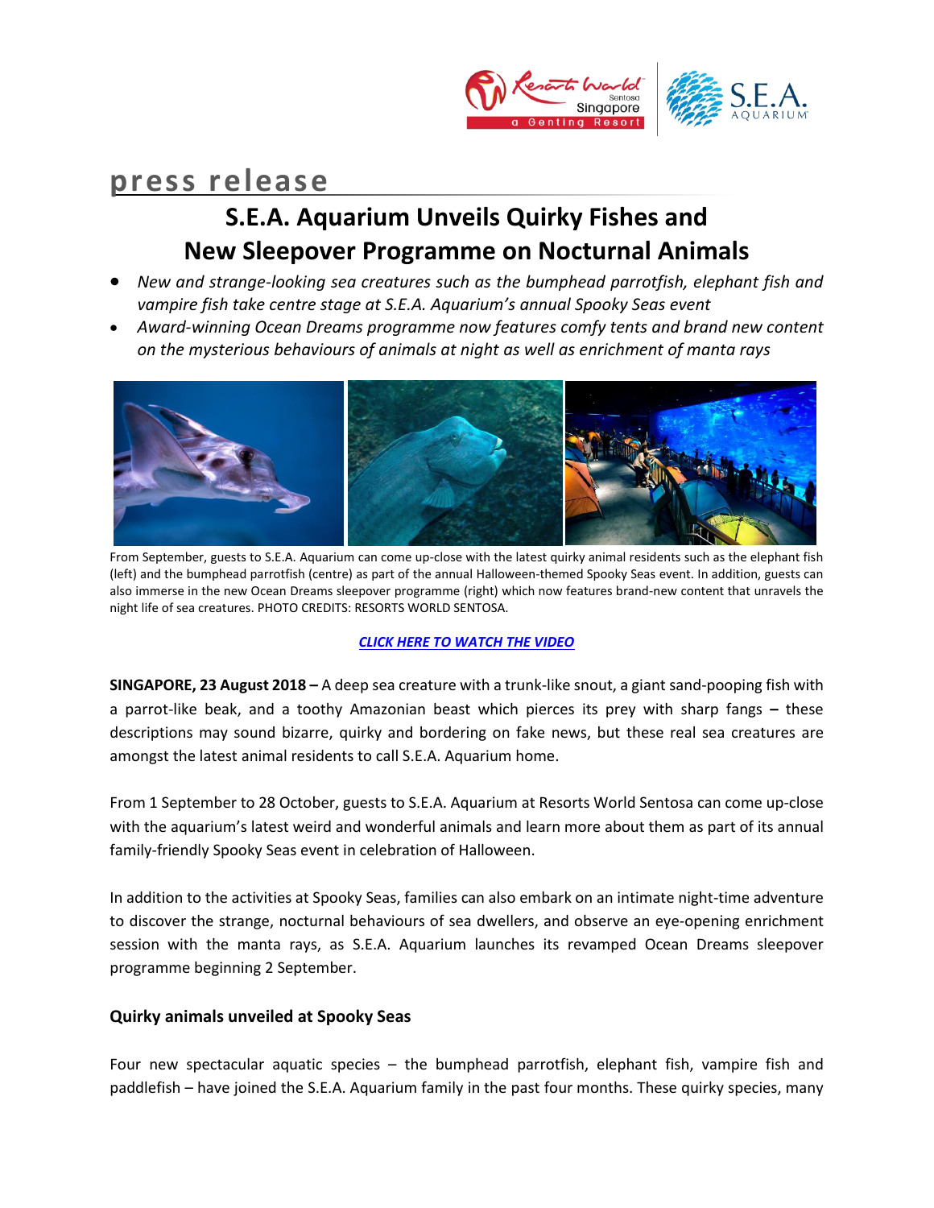press release

# S.E.A. Aquarium Unveils Quirky Fishes and New Sleepover Programme on Nocturnal Animals

- *New and strange-looking sea creatures such as the bumphead parrotfish, elephant fish and vampire fish take centre stage at S.E.A. Aquarium's annual Spooky Seas event*
- *Award-winning Ocean Dreams programme now features comfy tents and brand new content on the mysterious behaviours of animals at night as well as enrichment of manta rays*

From September, guests to S.E.A. Aquarium can come up-close with the latest quirky animal residents such as the elephant fish (left) and the bumphead parrotfish (centre) as part of the annual Halloween-themed Spooky Seas event. In addition, guests can also immerse in the new Ocean Dreams sleepover programme (right) which now features brand-new content that unravels the night life of sea creatures. PHOTO CREDITS: RESORTS WORLD SENTOSA.

***CLICK HERE TO WATCH THE VIDEO***

**SINGAPORE, 23 August 2018 –** A deep sea creature with a trunk-like snout, a giant sand-pooping fish with a parrot-like beak, and a toothy Amazonian beast which pierces its prey with sharp fangs **–** these descriptions may sound bizarre, quirky and bordering on fake news, but these real sea creatures are amongst the latest animal residents to call S.E.A. Aquarium home.

From 1 September to 28 October, guests to S.E.A. Aquarium at Resorts World Sentosa can come up-close with the aquarium's latest weird and wonderful animals and learn more about them as part of its annual family-friendly Spooky Seas event in celebration of Halloween.

In addition to the activities at Spooky Seas, families can also embark on an intimate night-time adventure to discover the strange, nocturnal behaviours of sea dwellers, and observe an eye-opening enrichment session with the manta rays, as S.E.A. Aquarium launches its revamped Ocean Dreams sleepover programme beginning 2 September.

### Quirky animals unveiled at Spooky Seas

Four new spectacular aquatic species – the bumphead parrotfish, elephant fish, vampire fish and paddlefish – have joined the S.E.A. Aquarium family in the past four months. These quirky species, many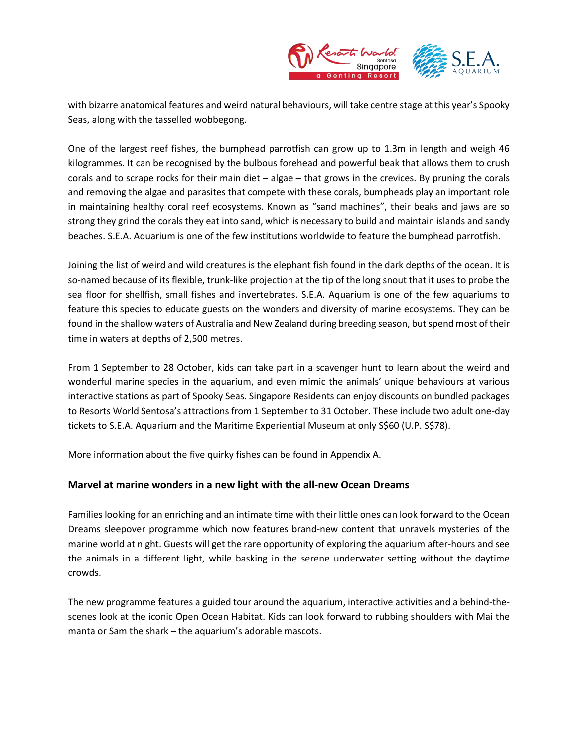with bizarre anatomical features and weird natural behaviours, will take centre stage at this year's Spooky Seas, along with the tasselled wobbegong.

One of the largest reef fishes, the bumphead parrotfish can grow up to 1.3m in length and weigh 46 kilogrammes. It can be recognised by the bulbous forehead and powerful beak that allows them to crush corals and to scrape rocks for their main diet – algae – that grows in the crevices. By pruning the corals and removing the algae and parasites that compete with these corals, bumpheads play an important role in maintaining healthy coral reef ecosystems. Known as "sand machines", their beaks and jaws are so strong they grind the corals they eat into sand, which is necessary to build and maintain islands and sandy beaches. S.E.A. Aquarium is one of the few institutions worldwide to feature the bumphead parrotfish.

Joining the list of weird and wild creatures is the elephant fish found in the dark depths of the ocean. It is so-named because of its flexible, trunk-like projection at the tip of the long snout that it uses to probe the sea floor for shellfish, small fishes and invertebrates. S.E.A. Aquarium is one of the few aquariums to feature this species to educate guests on the wonders and diversity of marine ecosystems. They can be found in the shallow waters of Australia and New Zealand during breeding season, but spend most of their time in waters at depths of 2,500 metres.

From 1 September to 28 October, kids can take part in a scavenger hunt to learn about the weird and wonderful marine species in the aquarium, and even mimic the animals' unique behaviours at various interactive stations as part of Spooky Seas. Singapore Residents can enjoy discounts on bundled packages to Resorts World Sentosa's attractions from 1 September to 31 October. These include two adult one-day tickets to S.E.A. Aquarium and the Maritime Experiential Museum at only S$60 (U.P. S$78).

More information about the five quirky fishes can be found in Appendix A.

## Marvel at marine wonders in a new light with the all-new Ocean Dreams

Families looking for an enriching and an intimate time with their little ones can look forward to the Ocean Dreams sleepover programme which now features brand-new content that unravels mysteries of the marine world at night. Guests will get the rare opportunity of exploring the aquarium after-hours and see the animals in a different light, while basking in the serene underwater setting without the daytime crowds.

The new programme features a guided tour around the aquarium, interactive activities and a behind-the-scenes look at the iconic Open Ocean Habitat. Kids can look forward to rubbing shoulders with Mai the manta or Sam the shark – the aquarium's adorable mascots.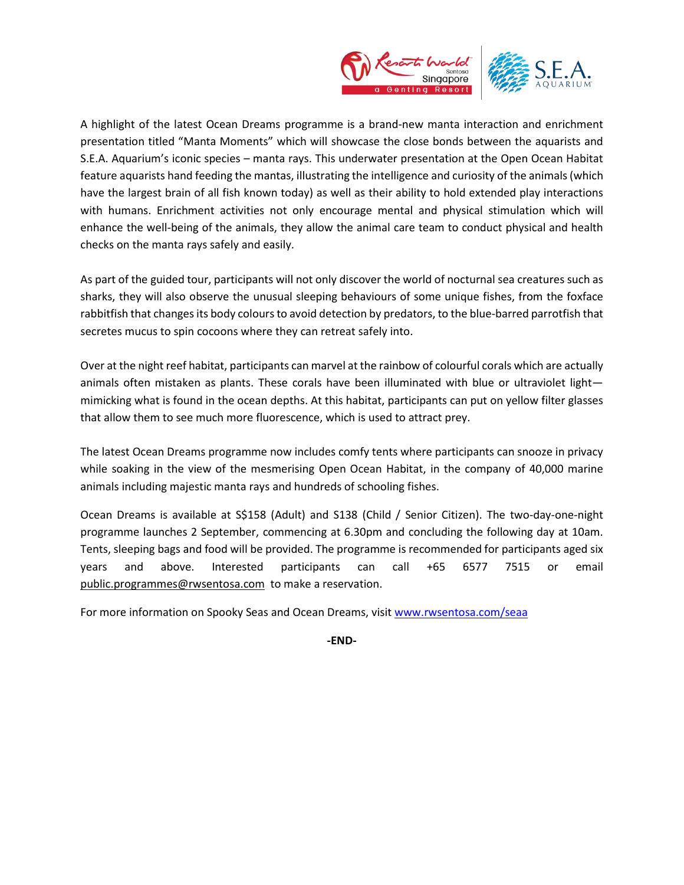A highlight of the latest Ocean Dreams programme is a brand-new manta interaction and enrichment presentation titled "Manta Moments" which will showcase the close bonds between the aquarists and S.E.A. Aquarium's iconic species – manta rays. This underwater presentation at the Open Ocean Habitat feature aquarists hand feeding the mantas, illustrating the intelligence and curiosity of the animals (which have the largest brain of all fish known today) as well as their ability to hold extended play interactions with humans. Enrichment activities not only encourage mental and physical stimulation which will enhance the well-being of the animals, they allow the animal care team to conduct physical and health checks on the manta rays safely and easily.

As part of the guided tour, participants will not only discover the world of nocturnal sea creatures such as sharks, they will also observe the unusual sleeping behaviours of some unique fishes, from the foxface rabbitfish that changes its body colours to avoid detection by predators, to the blue-barred parrotfish that secretes mucus to spin cocoons where they can retreat safely into.

Over at the night reef habitat, participants can marvel at the rainbow of colourful corals which are actually animals often mistaken as plants. These corals have been illuminated with blue or ultraviolet light—mimicking what is found in the ocean depths. At this habitat, participants can put on yellow filter glasses that allow them to see much more fluorescence, which is used to attract prey.

The latest Ocean Dreams programme now includes comfy tents where participants can snooze in privacy while soaking in the view of the mesmerising Open Ocean Habitat, in the company of 40,000 marine animals including majestic manta rays and hundreds of schooling fishes.

Ocean Dreams is available at S$158 (Adult) and S138 (Child / Senior Citizen). The two-day-one-night programme launches 2 September, commencing at 6.30pm and concluding the following day at 10am. Tents, sleeping bags and food will be provided. The programme is recommended for participants aged six years and above. Interested participants can call +65 6577 7515 or email public.programmes@rwsentosa.com to make a reservation.

For more information on Spooky Seas and Ocean Dreams, visit www.rwsentosa.com/seaa

**-END-**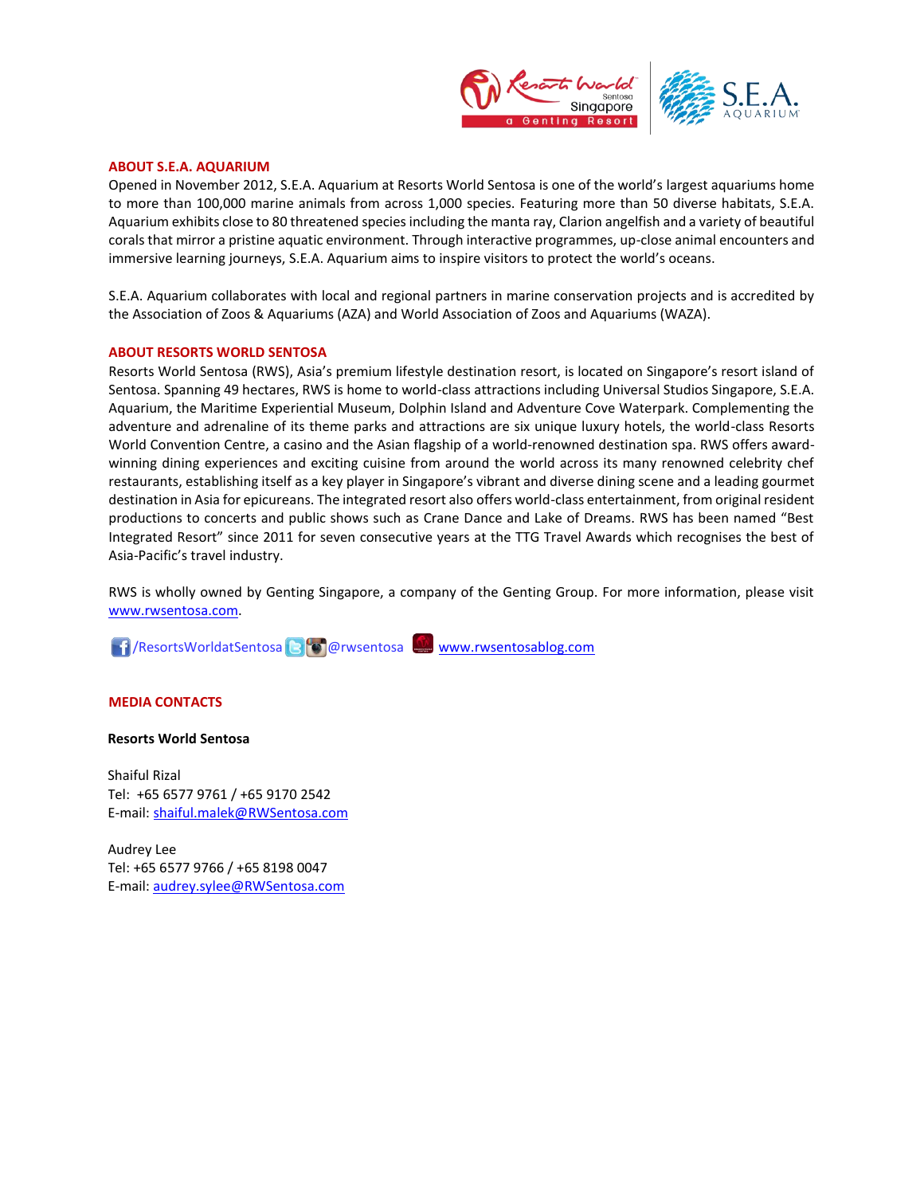## ABOUT S.E.A. AQUARIUM

Opened in November 2012, S.E.A. Aquarium at Resorts World Sentosa is one of the world's largest aquariums home to more than 100,000 marine animals from across 1,000 species. Featuring more than 50 diverse habitats, S.E.A. Aquarium exhibits close to 80 threatened species including the manta ray, Clarion angelfish and a variety of beautiful corals that mirror a pristine aquatic environment. Through interactive programmes, up-close animal encounters and immersive learning journeys, S.E.A. Aquarium aims to inspire visitors to protect the world's oceans.

S.E.A. Aquarium collaborates with local and regional partners in marine conservation projects and is accredited by the Association of Zoos & Aquariums (AZA) and World Association of Zoos and Aquariums (WAZA).

## ABOUT RESORTS WORLD SENTOSA

Resorts World Sentosa (RWS), Asia's premium lifestyle destination resort, is located on Singapore's resort island of Sentosa. Spanning 49 hectares, RWS is home to world-class attractions including Universal Studios Singapore, S.E.A. Aquarium, the Maritime Experiential Museum, Dolphin Island and Adventure Cove Waterpark. Complementing the adventure and adrenaline of its theme parks and attractions are six unique luxury hotels, the world-class Resorts World Convention Centre, a casino and the Asian flagship of a world-renowned destination spa. RWS offers award-winning dining experiences and exciting cuisine from around the world across its many renowned celebrity chef restaurants, establishing itself as a key player in Singapore's vibrant and diverse dining scene and a leading gourmet destination in Asia for epicureans. The integrated resort also offers world-class entertainment, from original resident productions to concerts and public shows such as Crane Dance and Lake of Dreams. RWS has been named "Best Integrated Resort" since 2011 for seven consecutive years at the TTG Travel Awards which recognises the best of Asia-Pacific's travel industry.

RWS is wholly owned by Genting Singapore, a company of the Genting Group. For more information, please visit www.rwsentosa.com.

/ResortsWorldatSentosa @rwsentosa www.rwsentosablog.com

## MEDIA CONTACTS

**Resorts World Sentosa**

Shaiful Rizal
Tel: +65 6577 9761 / +65 9170 2542
E-mail: shaiful.malek@RWSentosa.com

Audrey Lee
Tel: +65 6577 9766 / +65 8198 0047
E-mail: audrey.sylee@RWSentosa.com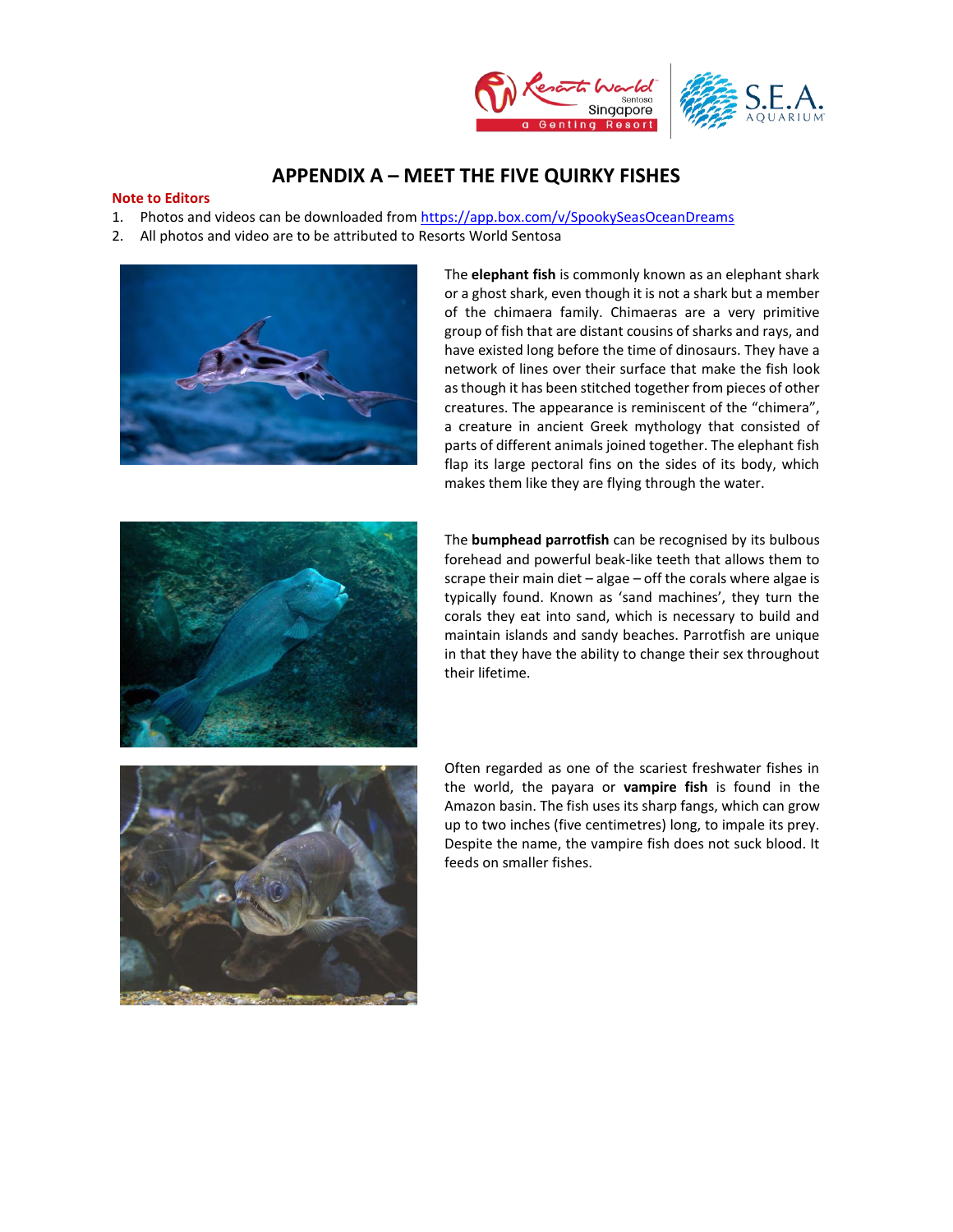# APPENDIX A – MEET THE FIVE QUIRKY FISHES

**Note to Editors**

1. Photos and videos can be downloaded from [https://app.box.com/v/SpookySeasOceanDreams](https://app.box.com/v/SpookySeasOceanDreams)
2. All photos and video are to be attributed to Resorts World Sentosa

The **elephant fish** is commonly known as an elephant shark or a ghost shark, even though it is not a shark but a member of the chimaera family. Chimaeras are a very primitive group of fish that are distant cousins of sharks and rays, and have existed long before the time of dinosaurs. They have a network of lines over their surface that make the fish look as though it has been stitched together from pieces of other creatures. The appearance is reminiscent of the "chimera", a creature in ancient Greek mythology that consisted of parts of different animals joined together. The elephant fish flap its large pectoral fins on the sides of its body, which makes them like they are flying through the water.

The **bumphead parrotfish** can be recognised by its bulbous forehead and powerful beak-like teeth that allows them to scrape their main diet – algae – off the corals where algae is typically found. Known as 'sand machines', they turn the corals they eat into sand, which is necessary to build and maintain islands and sandy beaches. Parrotfish are unique in that they have the ability to change their sex throughout their lifetime.

Often regarded as one of the scariest freshwater fishes in the world, the payara or **vampire fish** is found in the Amazon basin. The fish uses its sharp fangs, which can grow up to two inches (five centimetres) long, to impale its prey. Despite the name, the vampire fish does not suck blood. It feeds on smaller fishes.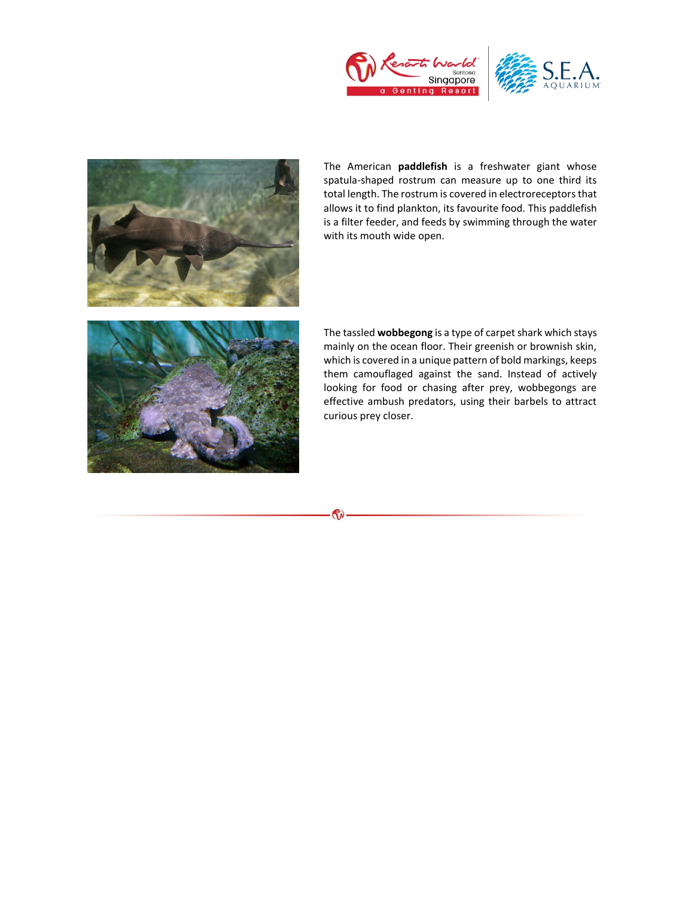The American **paddlefish** is a freshwater giant whose spatula-shaped rostrum can measure up to one third its total length. The rostrum is covered in electroreceptors that allows it to find plankton, its favourite food. This paddlefish is a filter feeder, and feeds by swimming through the water with its mouth wide open.

The tassled **wobbegong** is a type of carpet shark which stays mainly on the ocean floor. Their greenish or brownish skin, which is covered in a unique pattern of bold markings, keeps them camouflaged against the sand. Instead of actively looking for food or chasing after prey, wobbegongs are effective ambush predators, using their barbels to attract curious prey closer.